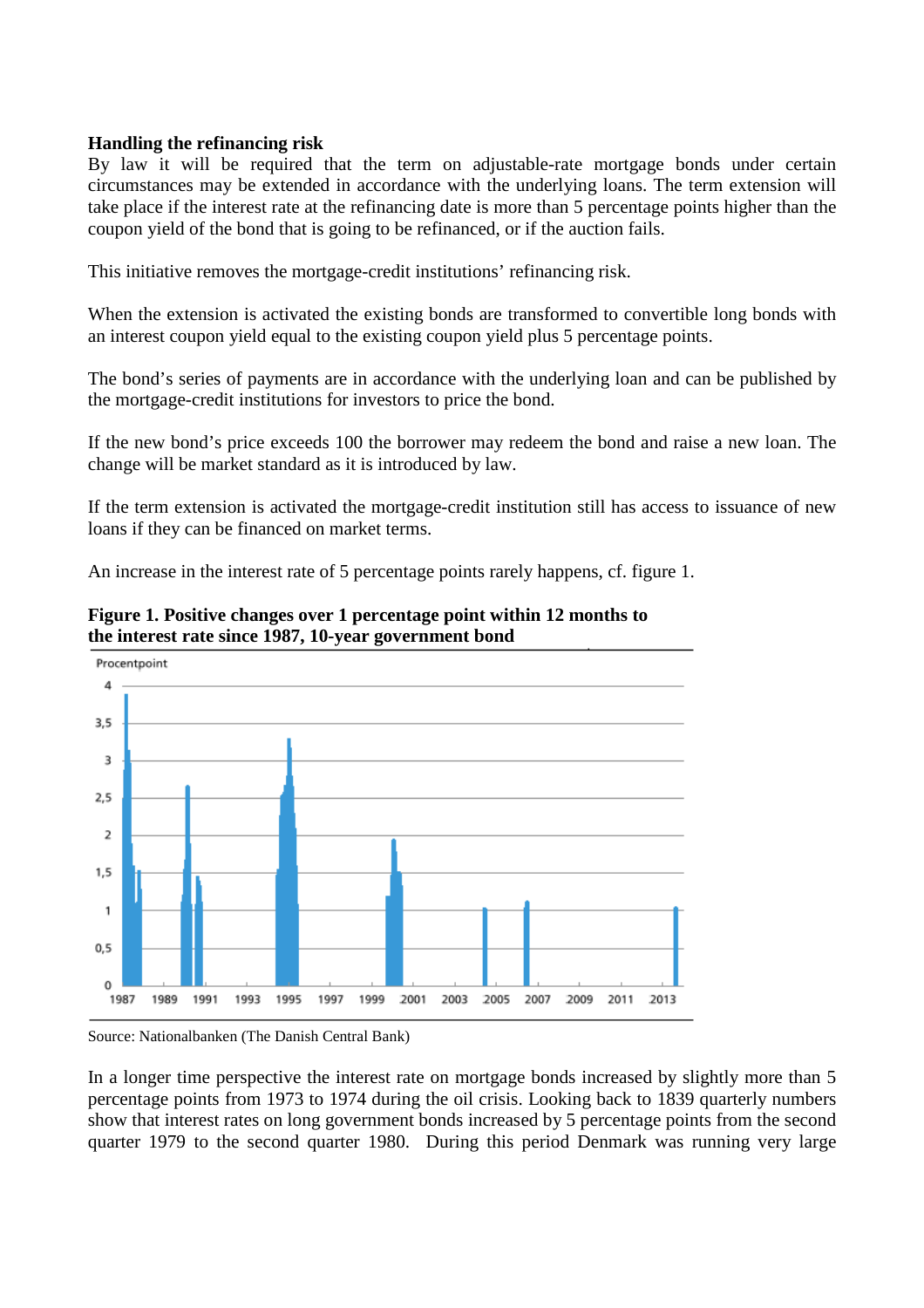**Handling the refinancing risk**

By law it will be required that the term on adjustable-rate mortgage bonds under certain circumstances may be extended in accordance with the underlying loans. The term extension will take place if the interest rate at the refinancing date is more than 5 percentage points higher than the coupon yield of the bond that is going to be refinanced, or if the auction fails.

This initiative removes the mortgage-credit institutions' refinancing risk.

When the extension is activated the existing bonds are transformed to convertible long bonds with an interest coupon yield equal to the existing coupon yield plus 5 percentage points.

The bond's series of payments are in accordance with the underlying loan and can be published by the mortgage-credit institutions for investors to price the bond.

If the new bond's price exceeds 100 the borrower may redeem the bond and raise a new loan. The change will be market standard as it is introduced by law.

If the term extension is activated the mortgage-credit institution still has access to issuance of new loans if they can be financed on market terms.

An increase in the interest rate of 5 percentage points rarely happens, cf. figure 1.

**Figure 1. Positive changes over 1 percentage point within 12 months to the interest rate since 1987, 10-year government bond**

Source: Nationalbanken (The Danish Central Bank)

In a longer time perspective the interest rate on mortgage bonds increased by slightly more than 5 percentage points from 1973 to 1974 during the oil crisis. Looking back to 1839 quarterly numbers show that interest rates on long government bonds increased by 5 percentage points from the second quarter 1979 to the second quarter 1980. During this period Denmark was running very large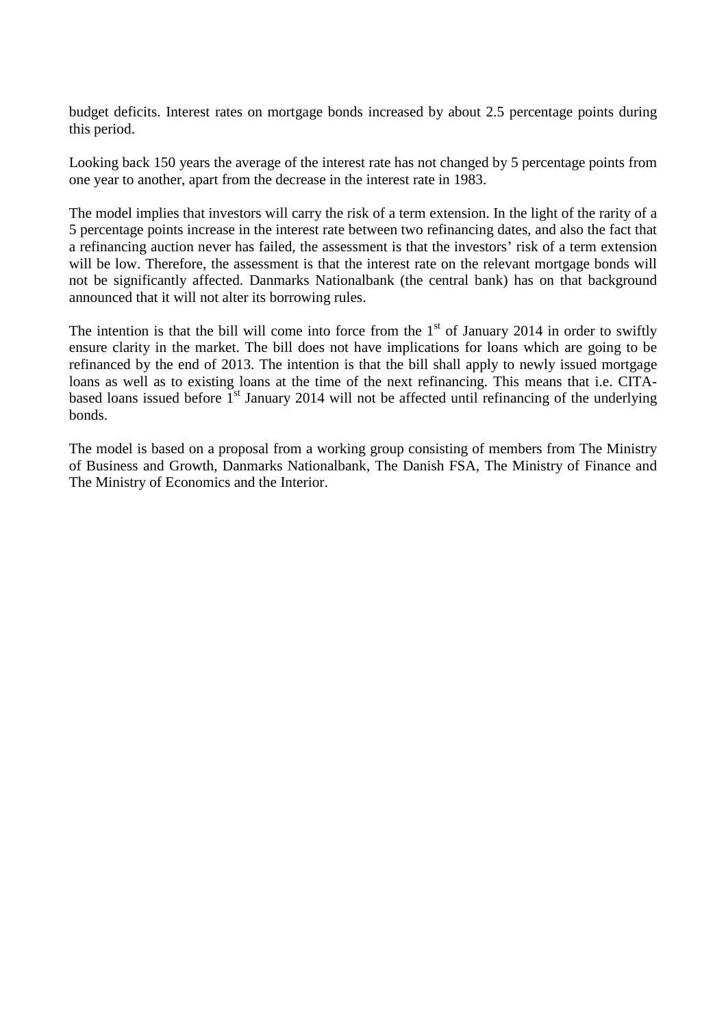budget deficits. Interest rates on mortgage bonds increased by about 2.5 percentage points during this period.

Looking back 150 years the average of the interest rate has not changed by 5 percentage points from one year to another, apart from the decrease in the interest rate in 1983.

The model implies that investors will carry the risk of a term extension. In the light of the rarity of a 5 percentage points increase in the interest rate between two refinancing dates, and also the fact that a refinancing auction never has failed, the assessment is that the investors' risk of a term extension will be low. Therefore, the assessment is that the interest rate on the relevant mortgage bonds will not be significantly affected. Danmarks Nationalbank (the central bank) has on that background announced that it will not alter its borrowing rules.

The intention is that the bill will come into force from the 1st of January 2014 in order to swiftly ensure clarity in the market. The bill does not have implications for loans which are going to be refinanced by the end of 2013. The intention is that the bill shall apply to newly issued mortgage loans as well as to existing loans at the time of the next refinancing. This means that i.e. CITA-based loans issued before 1st January 2014 will not be affected until refinancing of the underlying bonds.

The model is based on a proposal from a working group consisting of members from The Ministry of Business and Growth, Danmarks Nationalbank, The Danish FSA, The Ministry of Finance and The Ministry of Economics and the Interior.